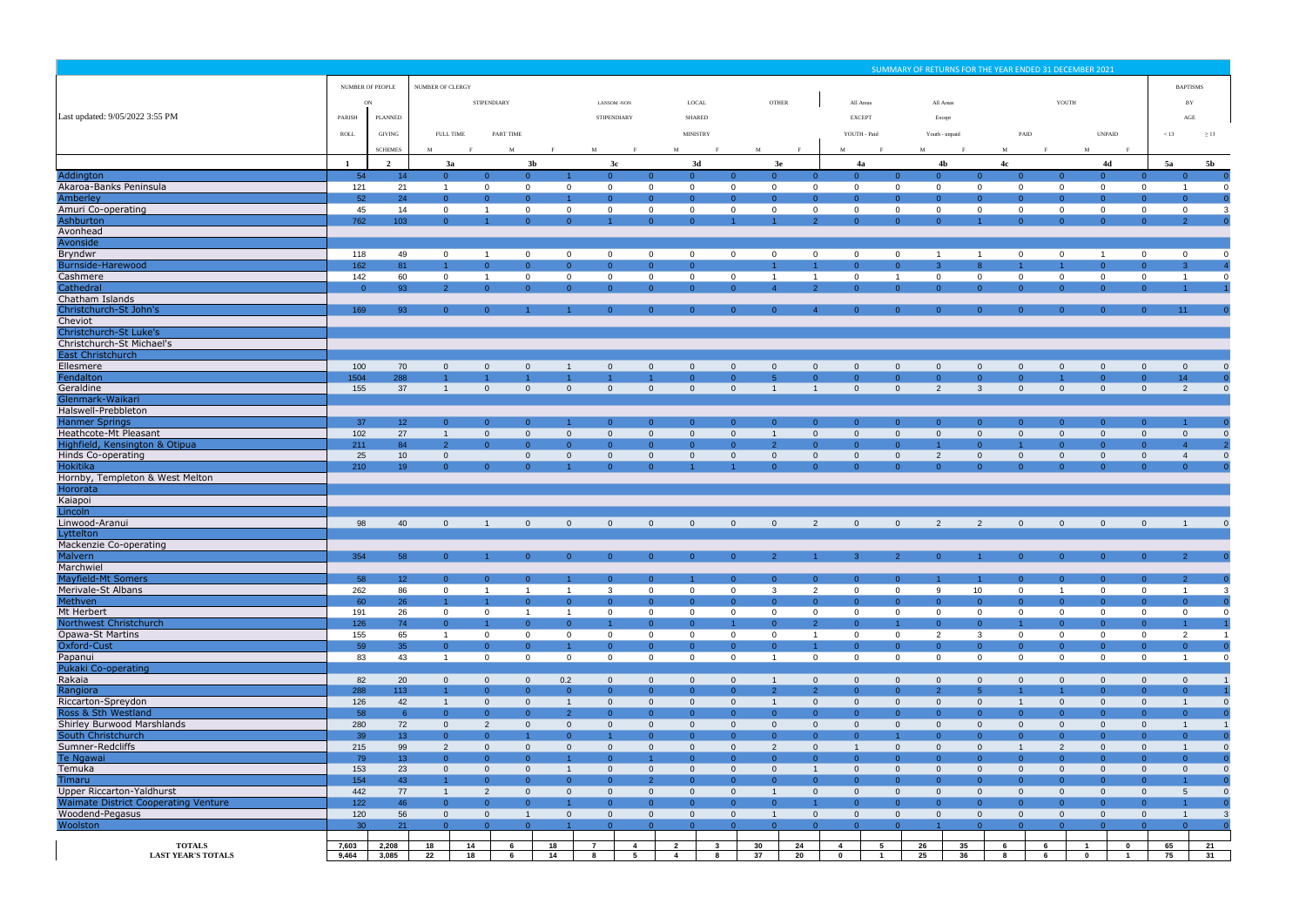## SUMMARY OF RETURNS FOR THE YEAR ENDED 31 DECEMBER 2021

| Last updated: 9/05/2022 3:55 PM | NUMBER OF PEOPLE ON PARISH ROLL | NUMBER OF PEOPLE ON PLANNED GIVING SCHEMES | NUMBER OF CLERGY STIPENDIARY FULL TIME | | STIPENDIARY PART TIME | | LANSOM -NON STIPENDIARY | | LOCAL SHARED MINISTRY | | OTHER | | All Areas EXCEPT YOUTH - Paid | | All Areas Except Youth - unpaid | | YOUTH PAID | | YOUTH UNPAID | | BAPTISMS BY AGE < 13 | BAPTISMS BY AGE ≥ 13 |
|---|---|---|---|---|---|---|---|---|---|---|---|---|---|---|---|---|---|---|---|---|---|---|
| | | | M | F | M | F | M | F | M | F | M | F | M | F | M | F | M | F | M | F | | |
| | 1 | 2 | 3a | | 3b | | 3c | | 3d | | 3e | | 4a | | 4b | | 4c | | 4d | | 5a | 5b |
| Addington | 54 | 14 | 0 | 0 | 0 | 1 | 0 | 0 | 0 | 0 | 0 | 0 | 0 | 0 | 0 | 0 | 0 | 0 | 0 | 0 | 0 | 0 |
| Akaroa-Banks Peninsula | 121 | 21 | 1 | 0 | 0 | 0 | 0 | 0 | 0 | 0 | 0 | 0 | 0 | 0 | 0 | 0 | 0 | 0 | 0 | 0 | 1 | 0 |
| Amberley | 52 | 24 | 0 | 0 | 0 | 1 | 0 | 0 | 0 | 0 | 0 | 0 | 0 | 0 | 0 | 0 | 0 | 0 | 0 | 0 | 0 | 0 |
| Amuri Co-operating | 45 | 14 | 0 | 1 | 0 | 0 | 0 | 0 | 0 | 0 | 0 | 0 | 0 | 0 | 0 | 0 | 0 | 0 | 0 | 0 | 0 | 3 |
| Ashburton | 762 | 103 | 0 | 1 | 0 | 0 | 1 | 0 | 0 | 1 | 1 | 2 | 0 | 0 | 0 | 1 | 0 | 0 | 0 | 0 | 2 | 0 |
| Avonhead | | | | | | | | | | | | | | | | | | | | | | |
| Avonside | | | | | | | | | | | | | | | | | | | | | | |
| Bryndwr | 118 | 49 | 0 | 1 | 0 | 0 | 0 | 0 | 0 | 0 | 0 | 0 | 0 | 0 | 1 | 1 | 0 | 0 | 1 | 0 | 0 | 0 |
| Burnside-Harewood | 162 | 81 | 1 | 0 | 0 | 0 | 0 | 0 | 0 | | 1 | 1 | 0 | 0 | 3 | 8 | 1 | 1 | 0 | 0 | 3 | 4 |
| Cashmere | 142 | 60 | 0 | 1 | 0 | 0 | 0 | 0 | 0 | 0 | 1 | 1 | 0 | 1 | 0 | 0 | 0 | 0 | 0 | 0 | 1 | 0 |
| Cathedral | 0 | 93 | 2 | 0 | 0 | 0 | 0 | 0 | 0 | 0 | 4 | 2 | 0 | 0 | 0 | 0 | 0 | 0 | 0 | 0 | 1 | 1 |
| Chatham Islands | | | | | | | | | | | | | | | | | | | | | | |
| Christchurch-St John's | 169 | 93 | 0 | 0 | 1 | 1 | 0 | 0 | 0 | 0 | 0 | 4 | 0 | 0 | 0 | 0 | 0 | 0 | 0 | 0 | 11 | 0 |
| Cheviot | | | | | | | | | | | | | | | | | | | | | | |
| Christchurch-St Luke's | | | | | | | | | | | | | | | | | | | | | | |
| Christchurch-St Michael's | | | | | | | | | | | | | | | | | | | | | | |
| East Christchurch | | | | | | | | | | | | | | | | | | | | | | |
| Ellesmere | 100 | 70 | 0 | 0 | 0 | 1 | 0 | 0 | 0 | 0 | 0 | 0 | 0 | 0 | 0 | 0 | 0 | 0 | 0 | 0 | 0 | 0 |
| Fendalton | 1504 | 288 | 1 | 1 | 1 | 1 | 1 | 1 | 0 | 0 | 5 | 0 | 0 | 0 | 0 | 0 | 0 | 1 | 0 | 0 | 14 | 0 |
| Geraldine | 155 | 37 | 1 | 0 | 0 | 0 | 0 | 0 | 0 | 0 | 1 | 1 | 0 | 0 | 2 | 3 | 0 | 0 | 0 | 0 | 2 | 0 |
| Glenmark-Waikari | | | | | | | | | | | | | | | | | | | | | | |
| Halswell-Prebbleton | | | | | | | | | | | | | | | | | | | | | | |
| Hanmer Springs | 37 | 12 | 0 | 0 | 0 | 1 | 0 | 0 | 0 | 0 | 0 | 0 | 0 | 0 | 0 | 0 | 0 | 0 | 0 | 0 | 1 | 0 |
| Heathcote-Mt Pleasant | 102 | 27 | 1 | 0 | 0 | 0 | 0 | 0 | 0 | 0 | 1 | 0 | 0 | 0 | 0 | 0 | 0 | 0 | 0 | 0 | 0 | 0 |
| Highfield, Kensington & Otipua | 211 | 84 | 2 | 0 | 0 | 0 | 0 | 0 | 0 | 0 | 2 | 0 | 0 | 0 | 1 | 0 | 1 | 0 | 0 | 0 | 4 | 2 |
| Hinds Co-operating | 25 | 10 | 0 | | 0 | 0 | 0 | 0 | 0 | 0 | 0 | 0 | 0 | 0 | 2 | 0 | 0 | 0 | 0 | 0 | 4 | 0 |
| Hokitika | 210 | 19 | 0 | 0 | 0 | 1 | 0 | 0 | 1 | 1 | 0 | 0 | 0 | 0 | 0 | 0 | 0 | 0 | 0 | 0 | 0 | 0 |
| Hornby, Templeton & West Melton | | | | | | | | | | | | | | | | | | | | | | |
| Hororata | | | | | | | | | | | | | | | | | | | | | | |
| Kaiapoi | | | | | | | | | | | | | | | | | | | | | | |
| Lincoln | | | | | | | | | | | | | | | | | | | | | | |
| Linwood-Aranui | 98 | 40 | 0 | 1 | 0 | 0 | 0 | 0 | 0 | 0 | 0 | 2 | 0 | 0 | 2 | 2 | 0 | 0 | 0 | 0 | 1 | 0 |
| Lyttelton | | | | | | | | | | | | | | | | | | | | | | |
| Mackenzie Co-operating | | | | | | | | | | | | | | | | | | | | | | |
| Malvern | 354 | 58 | 0 | 1 | 0 | 0 | 0 | 0 | 0 | 0 | 2 | 1 | 3 | 2 | 0 | 1 | 0 | 0 | 0 | 0 | 2 | 0 |
| Marchwiel | | | | | | | | | | | | | | | | | | | | | | |
| Mayfield-Mt Somers | 58 | 12 | 0 | 0 | 0 | 1 | 0 | 0 | 1 | 0 | 0 | 0 | 0 | 0 | 1 | 1 | 0 | 0 | 0 | 0 | 2 | 0 |
| Merivale-St Albans | 262 | 86 | 0 | 1 | 1 | 1 | 3 | 0 | 0 | 0 | 3 | 2 | 0 | 0 | 9 | 10 | 0 | 1 | 0 | 0 | 1 | 3 |
| Methven | 60 | 26 | 1 | 1 | 0 | 0 | 0 | 0 | 0 | 0 | 0 | 0 | 0 | 0 | 0 | 0 | 0 | 0 | 0 | 0 | 0 | 0 |
| Mt Herbert | 191 | 26 | 0 | 0 | 1 | 1 | 0 | 0 | 0 | 0 | 0 | 0 | 0 | 0 | 0 | 0 | 0 | 0 | 0 | 0 | 0 | 0 |
| Northwest Christchurch | 126 | 74 | 0 | 1 | 0 | 0 | 1 | 0 | 0 | 1 | 0 | 2 | 0 | 1 | 0 | 0 | 1 | 0 | 0 | 0 | 1 | 1 |
| Opawa-St Martins | 155 | 65 | 1 | 0 | 0 | 0 | 0 | 0 | 0 | 0 | 0 | 1 | 0 | 0 | 2 | 3 | 0 | 0 | 0 | 0 | 2 | 1 |
| Oxford-Cust | 59 | 35 | 0 | 0 | 0 | 1 | 0 | 0 | 0 | 0 | 0 | 1 | 0 | 0 | 0 | 0 | 0 | 0 | 0 | 0 | 0 | 0 |
| Papanui | 83 | 43 | 1 | 0 | 0 | 0 | 0 | 0 | 0 | 0 | 1 | 0 | 0 | 0 | 0 | 0 | 0 | 0 | 0 | 0 | 1 | 0 |
| Pukaki Co-operating | | | | | | | | | | | | | | | | | | | | | | |
| Rakaia | 82 | 20 | 0 | 0 | 0 | 0.2 | 0 | 0 | 0 | 0 | 1 | 0 | 0 | 0 | 0 | 0 | 0 | 0 | 0 | 0 | 0 | 1 |
| Rangiora | 288 | 113 | 1 | 0 | 0 | 0 | 0 | 0 | 0 | 0 | 2 | 2 | 0 | 0 | 2 | 5 | 1 | 1 | 0 | 0 | 0 | 1 |
| Riccarton-Spreydon | 126 | 42 | 1 | 0 | 0 | 1 | 0 | 0 | 0 | 0 | 1 | 0 | 0 | 0 | 0 | 0 | 1 | 0 | 0 | 0 | 1 | 0 |
| Ross & Sth Westland | 58 | 6 | 0 | 0 | 0 | 2 | 0 | 0 | 0 | 0 | 0 | 0 | 0 | 0 | 0 | 0 | 0 | 0 | 0 | 0 | 0 | 0 |
| Shirley Burwood Marshlands | 280 | 72 | 0 | 2 | 0 | 0 | 0 | 0 | 0 | 0 | 0 | 0 | 0 | 0 | 0 | 0 | 0 | 0 | 0 | 0 | 1 | 1 |
| South Christchurch | 39 | 13 | 0 | 0 | 1 | 0 | 1 | 0 | 0 | 0 | 0 | 0 | 0 | 1 | 0 | 0 | 0 | 0 | 0 | 0 | 0 | 0 |
| Sumner-Redcliffs | 215 | 99 | 2 | 0 | 0 | 0 | 0 | 0 | 0 | 0 | 2 | 0 | 1 | 0 | 0 | 0 | 1 | 2 | 0 | 0 | 1 | 0 |
| Te Ngawai | 79 | 13 | 0 | 0 | 0 | 1 | 0 | 1 | 0 | 0 | 0 | 0 | 0 | 0 | 0 | 0 | 0 | 0 | 0 | 0 | 0 | 0 |
| Temuka | 153 | 23 | 0 | 0 | 0 | 1 | 0 | 0 | 0 | 0 | 0 | 1 | 0 | 0 | 0 | 0 | 0 | 0 | 0 | 0 | 0 | 0 |
| Timaru | 154 | 43 | 1 | 0 | 0 | 0 | 0 | 2 | 0 | 0 | 0 | 0 | 0 | 0 | 0 | 0 | 0 | 0 | 0 | 0 | 1 | 0 |
| Upper Riccarton-Yaldhurst | 442 | 77 | 1 | 2 | 0 | 0 | 0 | 0 | 0 | 0 | 1 | 0 | 0 | 0 | 0 | 0 | 0 | 0 | 0 | 0 | 5 | 0 |
| Waimate District Cooperating Venture | 122 | 46 | 0 | 0 | 0 | 1 | 0 | 0 | 0 | 0 | 0 | 1 | 0 | 0 | 0 | 0 | 0 | 0 | 0 | 0 | 1 | 0 |
| Woodend-Pegasus | 120 | 56 | 0 | 0 | 1 | 0 | 0 | 0 | 0 | 0 | 1 | 0 | 0 | 0 | 0 | 0 | 0 | 0 | 0 | 0 | 1 | 3 |
| Woolston | 30 | 21 | 0 | 0 | 0 | 1 | 0 | 0 | 0 | 0 | 0 | 0 | 0 | 0 | 1 | 0 | 0 | 0 | 0 | 0 | 0 | 0 |
| **TOTALS** | **7,603** | **2,208** | **18** | **14** | **6** | **18** | **7** | **4** | **2** | **3** | **30** | **24** | **4** | **5** | **26** | **35** | **6** | **6** | **1** | **0** | **65** | **21** |
| **LAST YEAR'S TOTALS** | **9,464** | **3,085** | **22** | **18** | **6** | **14** | **8** | **5** | **4** | **8** | **37** | **20** | **0** | **1** | **25** | **36** | **8** | **6** | **0** | **1** | **75** | **31** |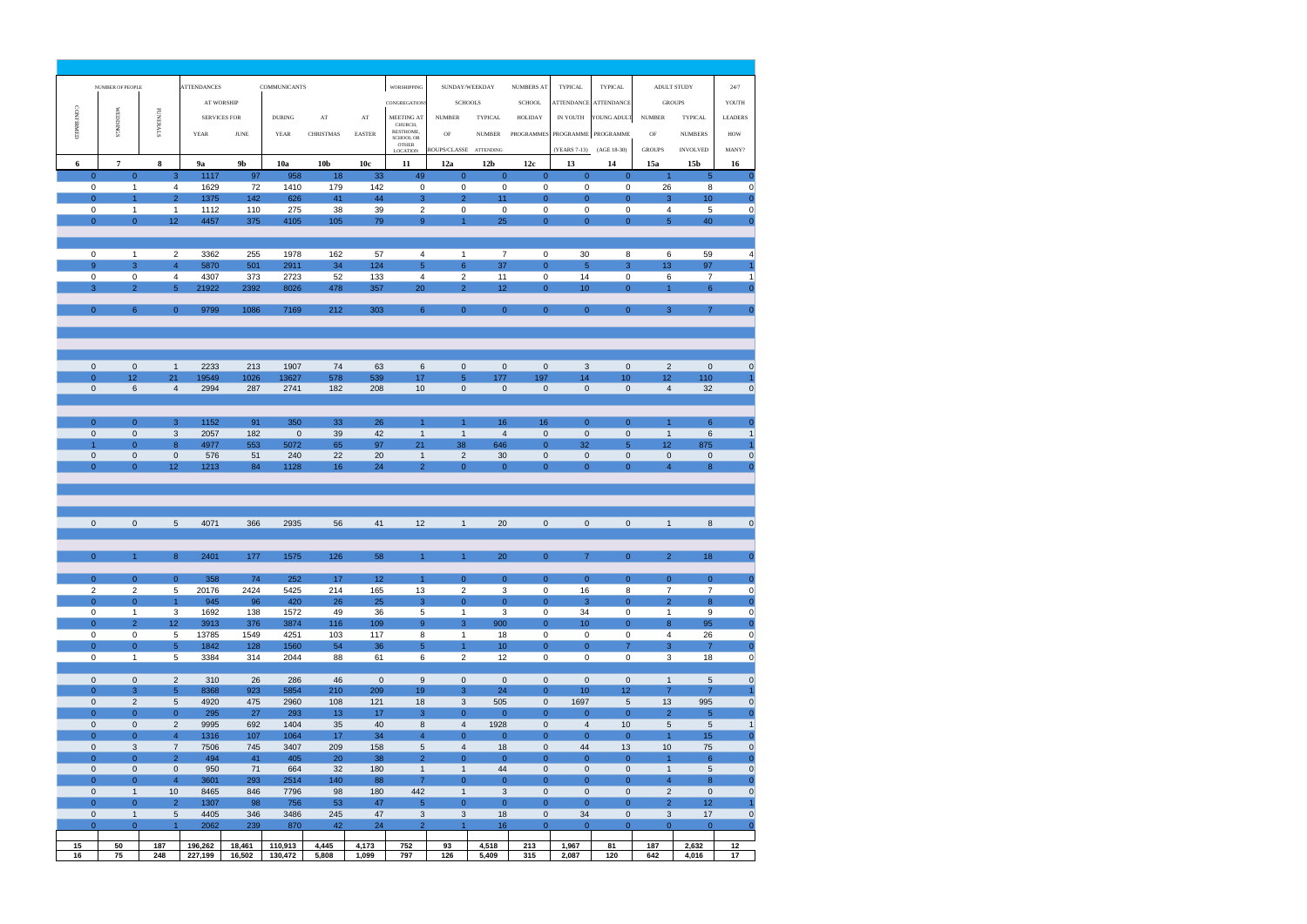| NUMBER OF PEOPLE | | | ATTENDANCES | | COMMUNICANTS | | | WORSHIPPING | SUNDAY/WEEKDAY | | NUMBERS AT | TYPICAL | TYPICAL | ADULT STUDY | | 24/7 |
|---|---|---|---|---|---|---|---|---|---|---|---|---|---|---|---|---|
| | | | AT WORSHIP | | | | | CONGREGATIONS | SCHOOLS | | SCHOOL | ATTENDANCE | ATTENDANCE | GROUPS | | YOUTH |
| CONFIRMED | WEDDINGS | FUNERALS | SERVICES FOR | | DURING | AT | AT | MEETING AT CHURCH, RESTHOME, SCHOOL OR OTHER LOCATION | NUMBER | TYPICAL | HOLIDAY | IN YOUTH | YOUNG ADULT | NUMBER | TYPICAL | LEADERS |
| | | | YEAR | JUNE | YEAR | CHRISTMAS | EASTER | | OF GROUPS/CLASSES | NUMBER ATTENDING | PROGRAMMES | PROGRAMME (YEARS 7-13) | PROGRAMME (AGE 18-30) | OF GROUPS | NUMBERS INVOLVED | HOW MANY? |
| 6 | 7 | 8 | 9a | 9b | 10a | 10b | 10c | 11 | 12a | 12b | 12c | 13 | 14 | 15a | 15b | 16 |
| 0 | 0 | 3 | 1117 | 97 | 958 | 18 | 33 | 49 | 0 | 0 | 0 | 0 | 0 | 1 | 5 | 0 |
| 0 | 1 | 4 | 1629 | 72 | 1410 | 179 | 142 | 0 | 0 | 0 | 0 | 0 | 0 | 26 | 8 | 0 |
| 0 | 1 | 2 | 1375 | 142 | 626 | 41 | 44 | 3 | 2 | 11 | 0 | 0 | 0 | 3 | 10 | 0 |
| 0 | 1 | 1 | 1112 | 110 | 275 | 38 | 39 | 2 | 0 | 0 | 0 | 0 | 0 | 4 | 5 | 0 |
| 0 | 0 | 12 | 4457 | 375 | 4105 | 105 | 79 | 9 | 1 | 25 | 0 | 0 | 0 | 5 | 40 | 0 |
| 0 | 1 | 2 | 3362 | 255 | 1978 | 162 | 57 | 4 | 1 | 7 | 0 | 30 | 8 | 6 | 59 | 4 |
| 9 | 3 | 4 | 5870 | 501 | 2911 | 34 | 124 | 5 | 6 | 37 | 0 | 5 | 3 | 13 | 97 | 1 |
| 0 | 0 | 4 | 4307 | 373 | 2723 | 52 | 133 | 4 | 2 | 11 | 0 | 14 | 0 | 6 | 7 | 1 |
| 3 | 2 | 5 | 21922 | 2392 | 8026 | 478 | 357 | 20 | 2 | 12 | 0 | 10 | 0 | 1 | 6 | 0 |
| 0 | 6 | 0 | 9799 | 1086 | 7169 | 212 | 303 | 6 | 0 | 0 | 0 | 0 | 0 | 3 | 7 | 0 |
| 0 | 0 | 1 | 2233 | 213 | 1907 | 74 | 63 | 6 | 0 | 0 | 0 | 3 | 0 | 2 | 0 | 0 |
| 0 | 12 | 21 | 19549 | 1026 | 13627 | 578 | 539 | 17 | 5 | 177 | 197 | 14 | 10 | 12 | 110 | 1 |
| 0 | 6 | 4 | 2994 | 287 | 2741 | 182 | 208 | 10 | 0 | 0 | 0 | 0 | 0 | 4 | 32 | 0 |
| 0 | 0 | 3 | 1152 | 91 | 350 | 33 | 26 | 1 | 1 | 16 | 16 | 0 | 0 | 1 | 6 | 0 |
| 0 | 0 | 3 | 2057 | 182 | 0 | 39 | 42 | 1 | 1 | 4 | 0 | 0 | 0 | 1 | 6 | 1 |
| 1 | 0 | 8 | 4977 | 553 | 5072 | 65 | 97 | 21 | 38 | 646 | 0 | 32 | 5 | 12 | 875 | 1 |
| 0 | 0 | 0 | 576 | 51 | 240 | 22 | 20 | 1 | 2 | 30 | 0 | 0 | 0 | 0 | 0 | 0 |
| 0 | 0 | 12 | 1213 | 84 | 1128 | 16 | 24 | 2 | 0 | 0 | 0 | 0 | 0 | 4 | 8 | 0 |
| 0 | 0 | 5 | 4071 | 366 | 2935 | 56 | 41 | 12 | 1 | 20 | 0 | 0 | 0 | 1 | 8 | 0 |
| 0 | 1 | 8 | 2401 | 177 | 1575 | 126 | 58 | 1 | 1 | 20 | 0 | 7 | 0 | 2 | 18 | 0 |
| 0 | 0 | 0 | 358 | 74 | 252 | 17 | 12 | 1 | 0 | 0 | 0 | 0 | 0 | 0 | 0 | 0 |
| 2 | 2 | 5 | 20176 | 2424 | 5425 | 214 | 165 | 13 | 2 | 3 | 0 | 16 | 8 | 7 | 7 | 0 |
| 0 | 0 | 1 | 945 | 96 | 420 | 26 | 25 | 3 | 0 | 0 | 0 | 3 | 0 | 2 | 8 | 0 |
| 0 | 1 | 3 | 1692 | 138 | 1572 | 49 | 36 | 5 | 1 | 3 | 0 | 34 | 0 | 1 | 9 | 0 |
| 0 | 2 | 12 | 3913 | 376 | 3874 | 116 | 109 | 9 | 3 | 900 | 0 | 10 | 0 | 8 | 95 | 0 |
| 0 | 0 | 5 | 13785 | 1549 | 4251 | 103 | 117 | 8 | 1 | 18 | 0 | 0 | 0 | 4 | 26 | 0 |
| 0 | 0 | 5 | 1842 | 128 | 1560 | 54 | 36 | 5 | 1 | 10 | 0 | 0 | 7 | 3 | 7 | 0 |
| 0 | 1 | 5 | 3384 | 314 | 2044 | 88 | 61 | 6 | 2 | 12 | 0 | 0 | 0 | 3 | 18 | 0 |
| 0 | 0 | 2 | 310 | 26 | 286 | 46 | 0 | 9 | 0 | 0 | 0 | 0 | 0 | 1 | 5 | 0 |
| 0 | 3 | 5 | 8368 | 923 | 5854 | 210 | 209 | 19 | 3 | 24 | 0 | 10 | 12 | 7 | 7 | 1 |
| 0 | 2 | 5 | 4920 | 475 | 2960 | 108 | 121 | 18 | 3 | 505 | 0 | 1697 | 5 | 13 | 995 | 0 |
| 0 | 0 | 0 | 295 | 27 | 293 | 13 | 17 | 3 | 0 | 0 | 0 | 0 | 0 | 2 | 5 | 0 |
| 0 | 0 | 2 | 9995 | 692 | 1404 | 35 | 40 | 8 | 4 | 1928 | 0 | 4 | 10 | 5 | 5 | 1 |
| 0 | 0 | 4 | 1316 | 107 | 1064 | 17 | 34 | 4 | 0 | 0 | 0 | 0 | 0 | 1 | 15 | 0 |
| 0 | 3 | 7 | 7506 | 745 | 3407 | 209 | 158 | 5 | 4 | 18 | 0 | 44 | 13 | 10 | 75 | 0 |
| 0 | 0 | 2 | 494 | 41 | 405 | 20 | 38 | 2 | 0 | 0 | 0 | 0 | 0 | 1 | 6 | 0 |
| 0 | 0 | 0 | 950 | 71 | 664 | 32 | 180 | 1 | 1 | 44 | 0 | 0 | 0 | 1 | 5 | 0 |
| 0 | 0 | 4 | 3601 | 293 | 2514 | 140 | 88 | 7 | 0 | 0 | 0 | 0 | 0 | 4 | 8 | 0 |
| 0 | 1 | 10 | 8465 | 846 | 7796 | 98 | 180 | 442 | 1 | 3 | 0 | 0 | 0 | 2 | 0 | 0 |
| 0 | 0 | 2 | 1307 | 98 | 756 | 53 | 47 | 5 | 0 | 0 | 0 | 0 | 0 | 2 | 12 | 1 |
| 0 | 1 | 5 | 4405 | 346 | 3486 | 245 | 47 | 3 | 3 | 18 | 0 | 34 | 0 | 3 | 17 | 0 |
| 0 | 0 | 1 | 2062 | 239 | 870 | 42 | 24 | 2 | 1 | 16 | 0 | 0 | 0 | 0 | 0 | 0 |
| 15 | 50 | 187 | 196,262 | 18,461 | 110,913 | 4,445 | 4,173 | 752 | 93 | 4,518 | 213 | 1,967 | 81 | 187 | 2,632 | 12 |
| 16 | 75 | 248 | 227,199 | 16,502 | 130,472 | 5,808 | 1,099 | 797 | 126 | 5,409 | 315 | 2,087 | 120 | 642 | 4,016 | 17 |